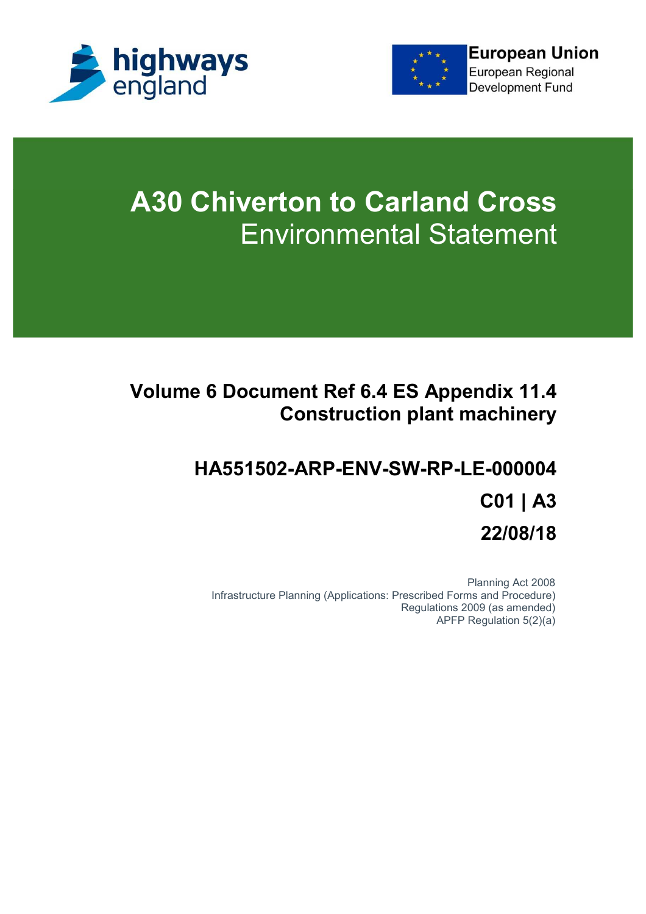highways england

European Union
European Regional Development Fund

# A30 Chiverton to Carland Cross
## Environmental Statement

### Volume 6 Document Ref 6.4 ES Appendix 11.4 Construction plant machinery

### HA551502-ARP-ENV-SW-RP-LE-000004

### C01 | A3

### 22/08/18

Planning Act 2008
Infrastructure Planning (Applications: Prescribed Forms and Procedure) Regulations 2009 (as amended)
APFP Regulation 5(2)(a)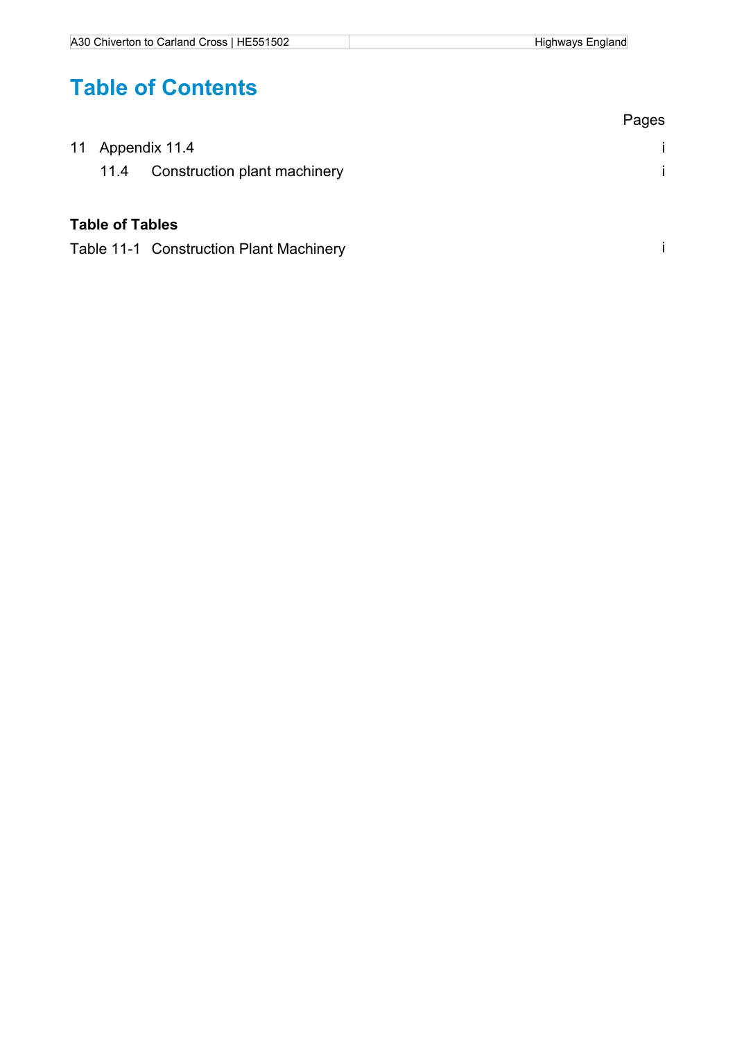# Table of Contents

Pages

11 Appendix 11.4 i

11.4 Construction plant machinery i

**Table of Tables**

Table 11-1 Construction Plant Machinery i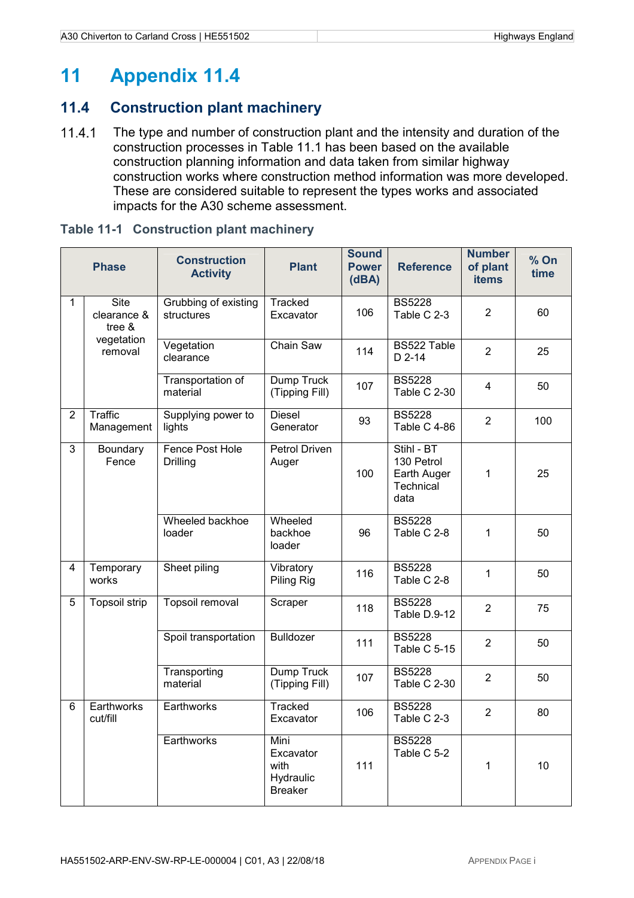# 11 Appendix 11.4

## 11.4 Construction plant machinery

11.4.1 The type and number of construction plant and the intensity and duration of the construction processes in Table 11.1 has been based on the available construction planning information and data taken from similar highway construction works where construction method information was more developed. These are considered suitable to represent the types works and associated impacts for the A30 scheme assessment.

### Table 11-1 Construction plant machinery

| Phase | | Construction Activity | Plant | Sound Power (dBA) | Reference | Number of plant items | % On time |
|---|---|---|---|---|---|---|---|
| 1 | Site clearance & tree & vegetation removal | Grubbing of existing structures | Tracked Excavator | 106 | BS5228 Table C 2-3 | 2 | 60 |
| | | Vegetation clearance | Chain Saw | 114 | BS522 Table D 2-14 | 2 | 25 |
| | | Transportation of material | Dump Truck (Tipping Fill) | 107 | BS5228 Table C 2-30 | 4 | 50 |
| 2 | Traffic Management | Supplying power to lights | Diesel Generator | 93 | BS5228 Table C 4-86 | 2 | 100 |
| 3 | Boundary Fence | Fence Post Hole Drilling | Petrol Driven Auger | 100 | Stihl - BT 130 Petrol Earth Auger Technical data | 1 | 25 |
| | | Wheeled backhoe loader | Wheeled backhoe loader | 96 | BS5228 Table C 2-8 | 1 | 50 |
| 4 | Temporary works | Sheet piling | Vibratory Piling Rig | 116 | BS5228 Table C 2-8 | 1 | 50 |
| 5 | Topsoil strip | Topsoil removal | Scraper | 118 | BS5228 Table D.9-12 | 2 | 75 |
| | | Spoil transportation | Bulldozer | 111 | BS5228 Table C 5-15 | 2 | 50 |
| | | Transporting material | Dump Truck (Tipping Fill) | 107 | BS5228 Table C 2-30 | 2 | 50 |
| 6 | Earthworks cut/fill | Earthworks | Tracked Excavator | 106 | BS5228 Table C 2-3 | 2 | 80 |
| | | Earthworks | Mini Excavator with Hydraulic Breaker | 111 | BS5228 Table C 5-2 | 1 | 10 |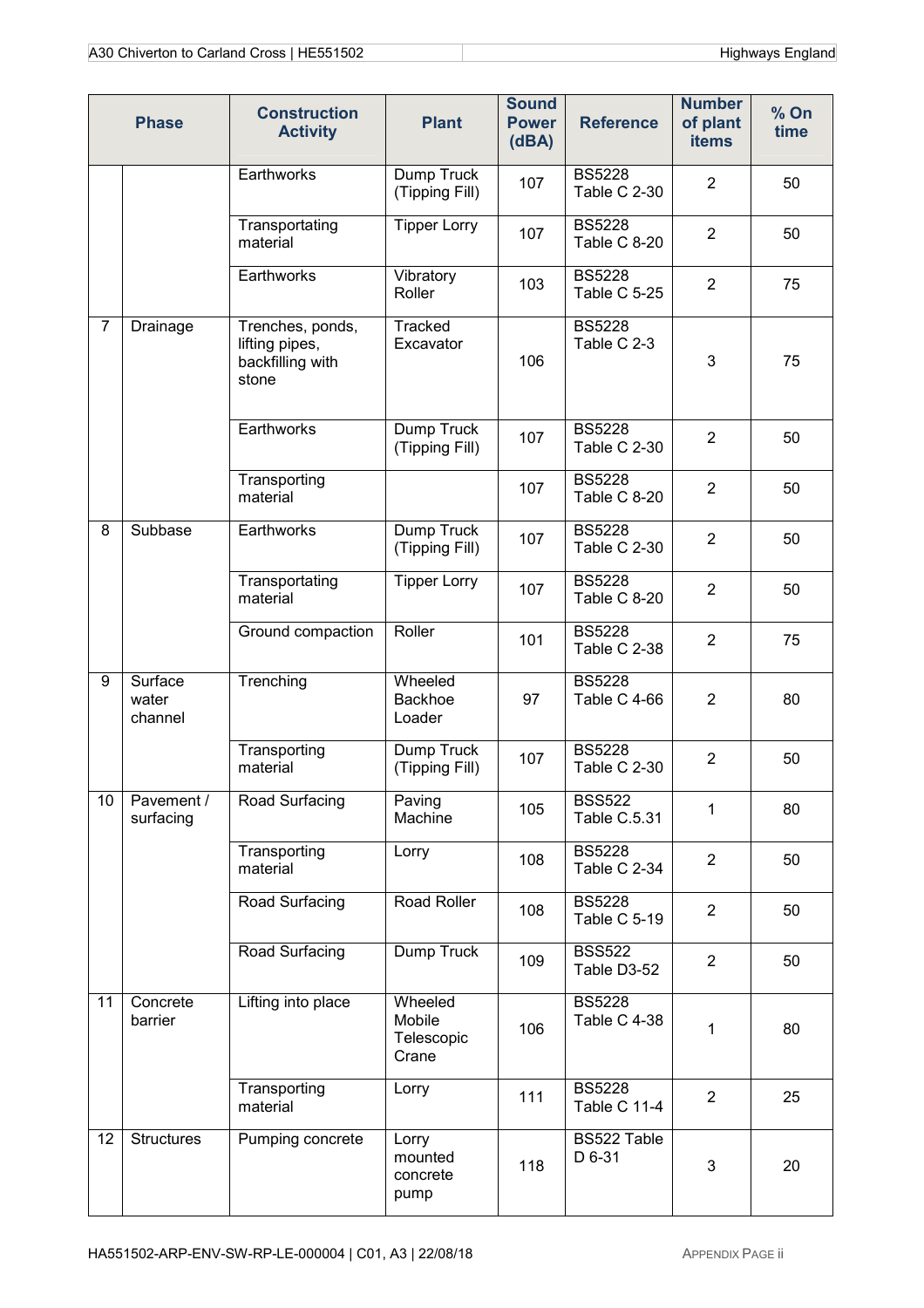| Phase | | Construction Activity | Plant | Sound Power (dBA) | Reference | Number of plant items | % On time |
|---|---|---|---|---|---|---|---|
| | | Earthworks | Dump Truck (Tipping Fill) | 107 | BS5228 Table C 2-30 | 2 | 50 |
| | | Transporting material | Tipper Lorry | 107 | BS5228 Table C 8-20 | 2 | 50 |
| | | Earthworks | Vibratory Roller | 103 | BS5228 Table C 5-25 | 2 | 75 |
| 7 | Drainage | Trenches, ponds, lifting pipes, backfilling with stone | Tracked Excavator | 106 | BS5228 Table C 2-3 | 3 | 75 |
| | | Earthworks | Dump Truck (Tipping Fill) | 107 | BS5228 Table C 2-30 | 2 | 50 |
| | | Transporting material | | 107 | BS5228 Table C 8-20 | 2 | 50 |
| 8 | Subbase | Earthworks | Dump Truck (Tipping Fill) | 107 | BS5228 Table C 2-30 | 2 | 50 |
| | | Transporting material | Tipper Lorry | 107 | BS5228 Table C 8-20 | 2 | 50 |
| | | Ground compaction | Roller | 101 | BS5228 Table C 2-38 | 2 | 75 |
| 9 | Surface water channel | Trenching | Wheeled Backhoe Loader | 97 | BS5228 Table C 4-66 | 2 | 80 |
| | | Transporting material | Dump Truck (Tipping Fill) | 107 | BS5228 Table C 2-30 | 2 | 50 |
| 10 | Pavement / surfacing | Road Surfacing | Paving Machine | 105 | BSS522 Table C.5.31 | 1 | 80 |
| | | Transporting material | Lorry | 108 | BS5228 Table C 2-34 | 2 | 50 |
| | | Road Surfacing | Road Roller | 108 | BS5228 Table C 5-19 | 2 | 50 |
| | | Road Surfacing | Dump Truck | 109 | BSS522 Table D3-52 | 2 | 50 |
| 11 | Concrete barrier | Lifting into place | Wheeled Mobile Telescopic Crane | 106 | BS5228 Table C 4-38 | 1 | 80 |
| | | Transporting material | Lorry | 111 | BS5228 Table C 11-4 | 2 | 25 |
| 12 | Structures | Pumping concrete | Lorry mounted concrete pump | 118 | BS522 Table D 6-31 | 3 | 20 |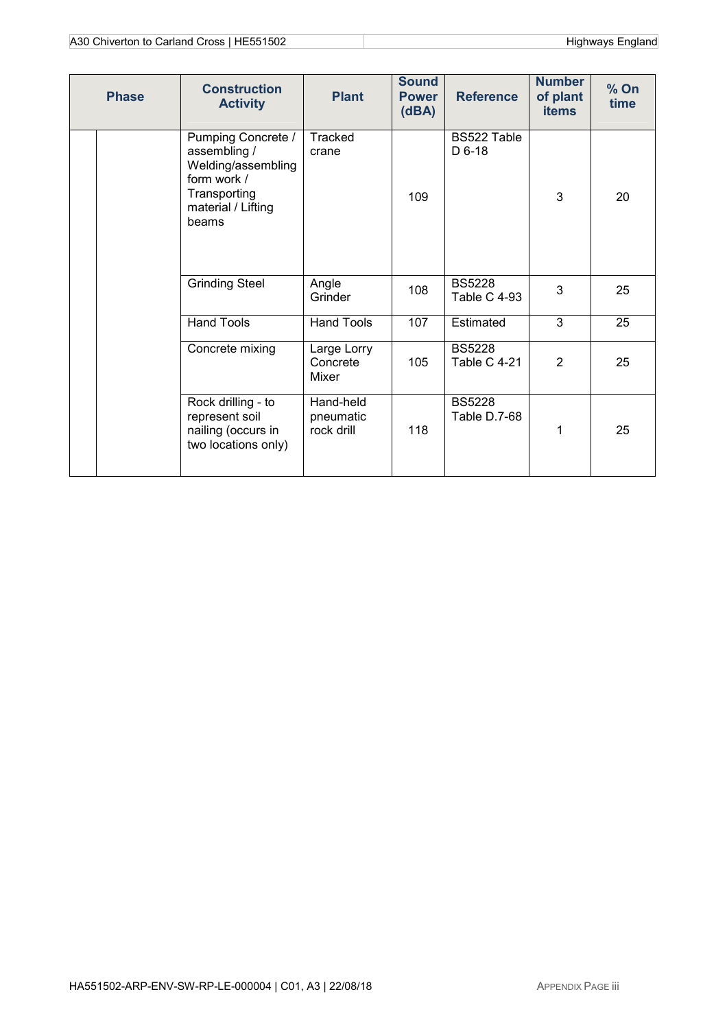| Phase | | Construction Activity | Plant | Sound Power (dBA) | Reference | Number of plant items | % On time |
|---|---|---|---|---|---|---|---|
| | | Pumping Concrete / assembling / Welding/assembling form work / Transporting material / Lifting beams | Tracked crane | 109 | BS522 Table D 6-18 | 3 | 20 |
| | | Grinding Steel | Angle Grinder | 108 | BS5228 Table C 4-93 | 3 | 25 |
| | | Hand Tools | Hand Tools | 107 | Estimated | 3 | 25 |
| | | Concrete mixing | Large Lorry Concrete Mixer | 105 | BS5228 Table C 4-21 | 2 | 25 |
| | | Rock drilling - to represent soil nailing (occurs in two locations only) | Hand-held pneumatic rock drill | 118 | BS5228 Table D.7-68 | 1 | 25 |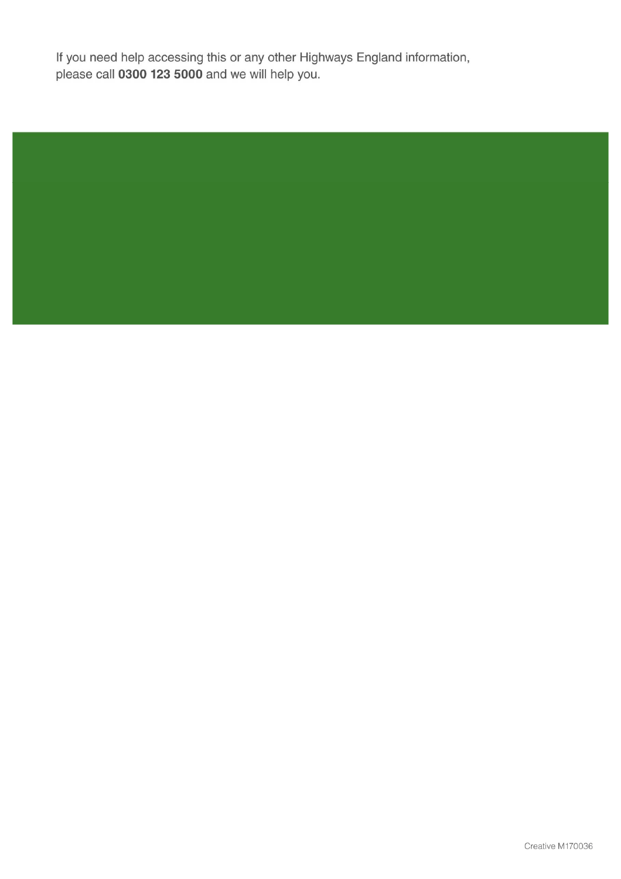If you need help accessing this or any other Highways England information, please call **0300 123 5000** and we will help you.

Creative M170036